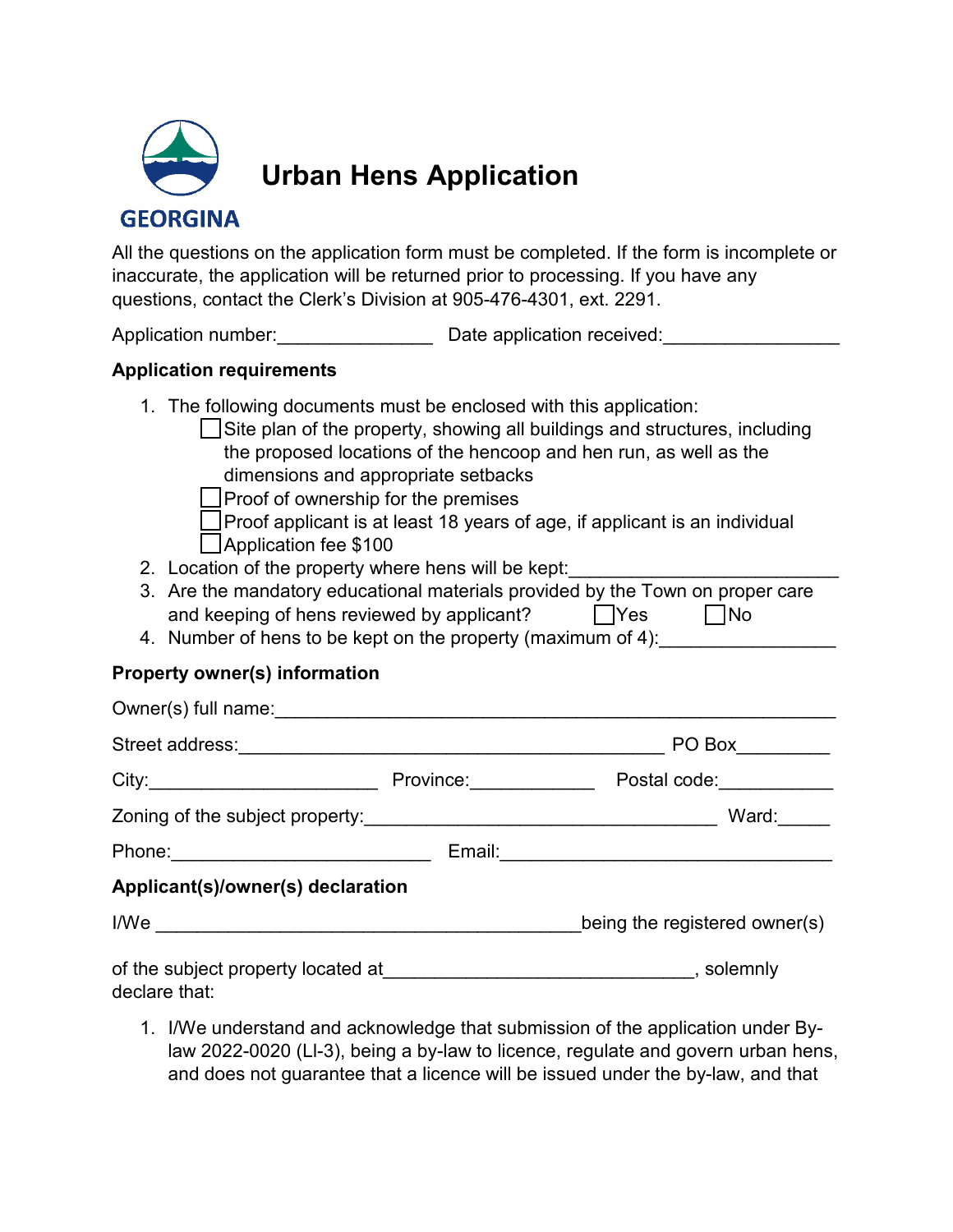GEORGINA

# Urban Hens Application

All the questions on the application form must be completed. If the form is incomplete or inaccurate, the application will be returned prior to processing. If you have any questions, contact the Clerk's Division at 905-476-4301, ext. 2291.

Application number:_______________ Date application received:_________________

### Application requirements

1. The following documents must be enclosed with this application:
   - ☐ Site plan of the property, showing all buildings and structures, including the proposed locations of the hencoop and hen run, as well as the dimensions and appropriate setbacks
   - ☐ Proof of ownership for the premises
   - ☐ Proof applicant is at least 18 years of age, if applicant is an individual
   - ☐ Application fee $100
2. Location of the property where hens will be kept:_________________________
3. Are the mandatory educational materials provided by the Town on proper care and keeping of hens reviewed by applicant? ☐ Yes ☐ No
4. Number of hens to be kept on the property (maximum of 4):_________________

### Property owner(s) information

Owner(s) full name:_____________________________________________________

Street address:___________________________________________ PO Box_________

City:______________________ Province:____________ Postal code:___________

Zoning of the subject property:__________________________________ Ward:_____

Phone:_________________________ Email:________________________________

### Applicant(s)/owner(s) declaration

I/We _________________________________________ being the registered owner(s)

of the subject property located at______________________________, solemnly declare that:

1. I/We understand and acknowledge that submission of the application under By-law 2022-0020 (LI-3), being a by-law to licence, regulate and govern urban hens, and does not guarantee that a licence will be issued under the by-law, and that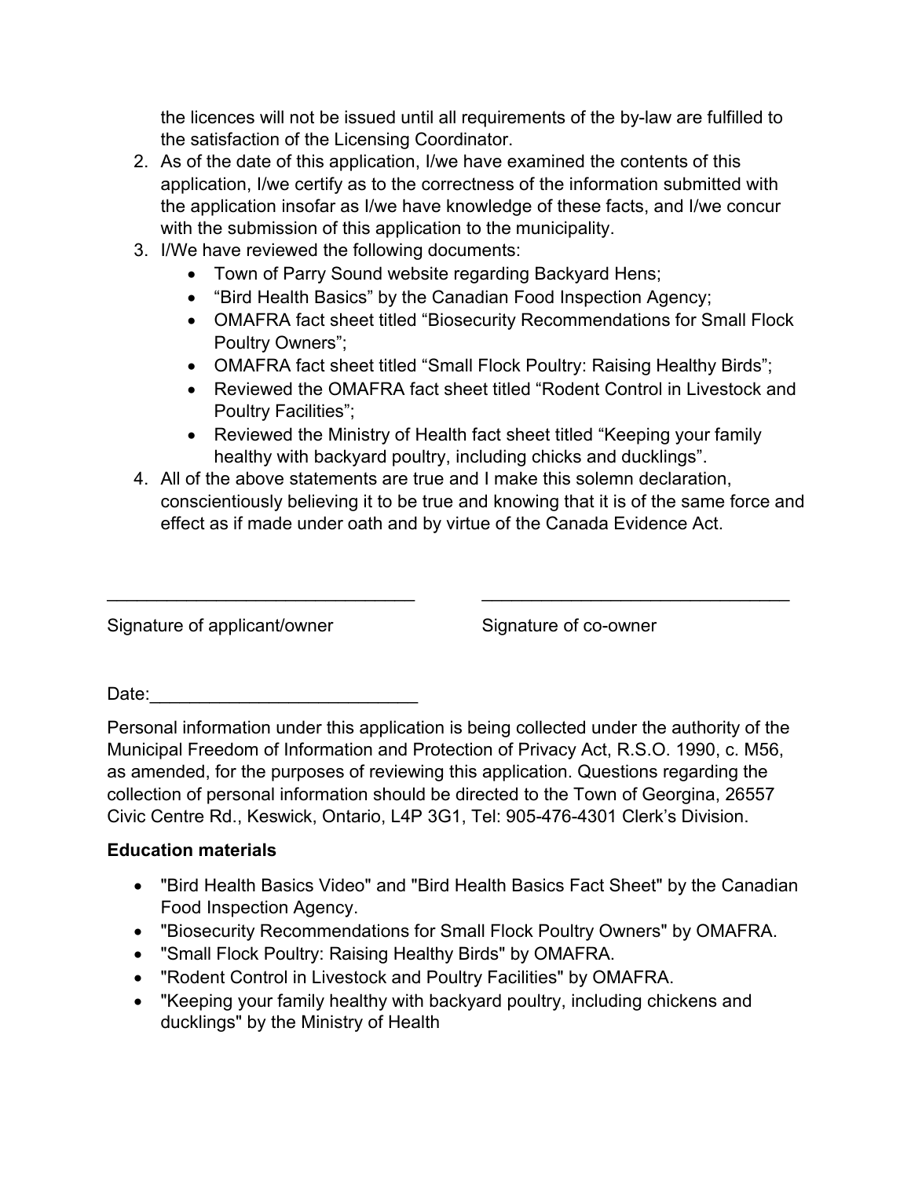the licences will not be issued until all requirements of the by-law are fulfilled to the satisfaction of the Licensing Coordinator.

2. As of the date of this application, I/we have examined the contents of this application, I/we certify as to the correctness of the information submitted with the application insofar as I/we have knowledge of these facts, and I/we concur with the submission of this application to the municipality.
3. I/We have reviewed the following documents:
   - Town of Parry Sound website regarding Backyard Hens;
   - “Bird Health Basics” by the Canadian Food Inspection Agency;
   - OMAFRA fact sheet titled “Biosecurity Recommendations for Small Flock Poultry Owners”;
   - OMAFRA fact sheet titled “Small Flock Poultry: Raising Healthy Birds”;
   - Reviewed the OMAFRA fact sheet titled “Rodent Control in Livestock and Poultry Facilities”;
   - Reviewed the Ministry of Health fact sheet titled “Keeping your family healthy with backyard poultry, including chicks and ducklings”.
4. All of the above statements are true and I make this solemn declaration, conscientiously believing it to be true and knowing that it is of the same force and effect as if made under oath and by virtue of the Canada Evidence Act.

________________________________ ________________________________

Signature of applicant/owner Signature of co-owner

Date:___________________________

Personal information under this application is being collected under the authority of the Municipal Freedom of Information and Protection of Privacy Act, R.S.O. 1990, c. M56, as amended, for the purposes of reviewing this application. Questions regarding the collection of personal information should be directed to the Town of Georgina, 26557 Civic Centre Rd., Keswick, Ontario, L4P 3G1, Tel: 905-476-4301 Clerk’s Division.

**Education materials**

- "Bird Health Basics Video" and "Bird Health Basics Fact Sheet" by the Canadian Food Inspection Agency.
- "Biosecurity Recommendations for Small Flock Poultry Owners" by OMAFRA.
- "Small Flock Poultry: Raising Healthy Birds" by OMAFRA.
- "Rodent Control in Livestock and Poultry Facilities" by OMAFRA.
- "Keeping your family healthy with backyard poultry, including chickens and ducklings" by the Ministry of Health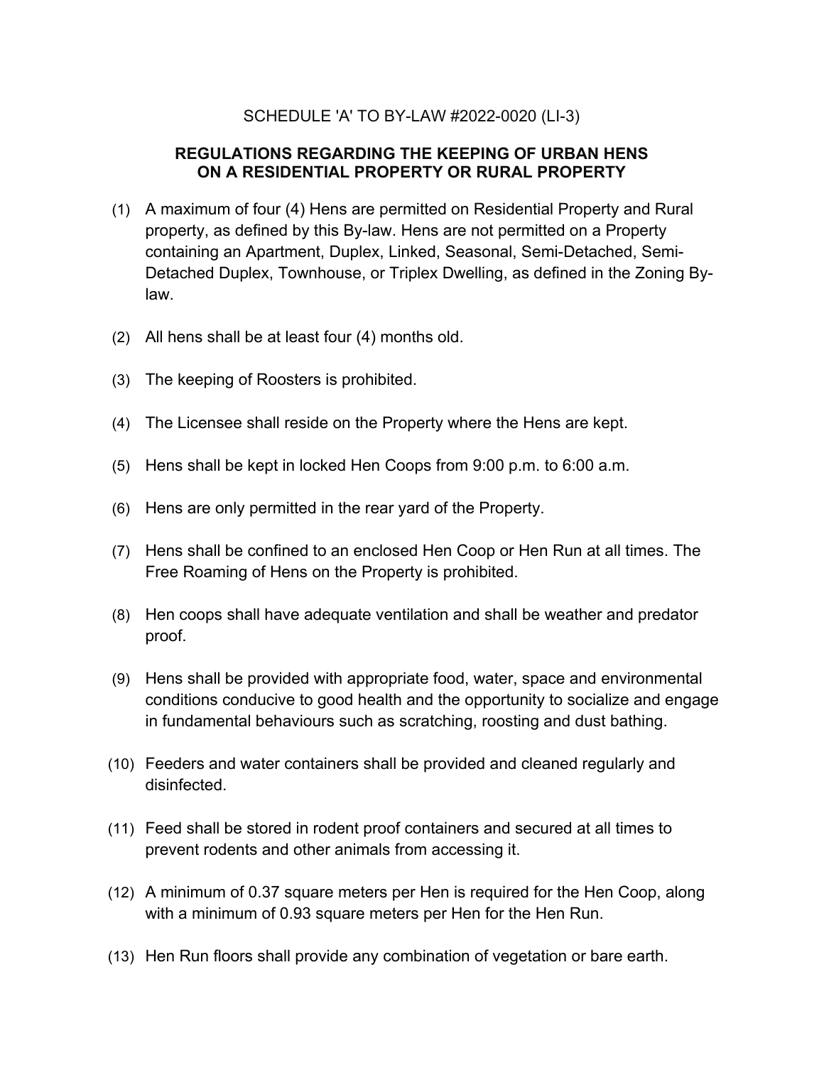SCHEDULE 'A' TO BY-LAW #2022-0020 (LI-3)

## REGULATIONS REGARDING THE KEEPING OF URBAN HENS ON A RESIDENTIAL PROPERTY OR RURAL PROPERTY

(1) A maximum of four (4) Hens are permitted on Residential Property and Rural property, as defined by this By-law. Hens are not permitted on a Property containing an Apartment, Duplex, Linked, Seasonal, Semi-Detached, Semi-Detached Duplex, Townhouse, or Triplex Dwelling, as defined in the Zoning By-law.

(2) All hens shall be at least four (4) months old.

(3) The keeping of Roosters is prohibited.

(4) The Licensee shall reside on the Property where the Hens are kept.

(5) Hens shall be kept in locked Hen Coops from 9:00 p.m. to 6:00 a.m.

(6) Hens are only permitted in the rear yard of the Property.

(7) Hens shall be confined to an enclosed Hen Coop or Hen Run at all times. The Free Roaming of Hens on the Property is prohibited.

(8) Hen coops shall have adequate ventilation and shall be weather and predator proof.

(9) Hens shall be provided with appropriate food, water, space and environmental conditions conducive to good health and the opportunity to socialize and engage in fundamental behaviours such as scratching, roosting and dust bathing.

(10) Feeders and water containers shall be provided and cleaned regularly and disinfected.

(11) Feed shall be stored in rodent proof containers and secured at all times to prevent rodents and other animals from accessing it.

(12) A minimum of 0.37 square meters per Hen is required for the Hen Coop, along with a minimum of 0.93 square meters per Hen for the Hen Run.

(13) Hen Run floors shall provide any combination of vegetation or bare earth.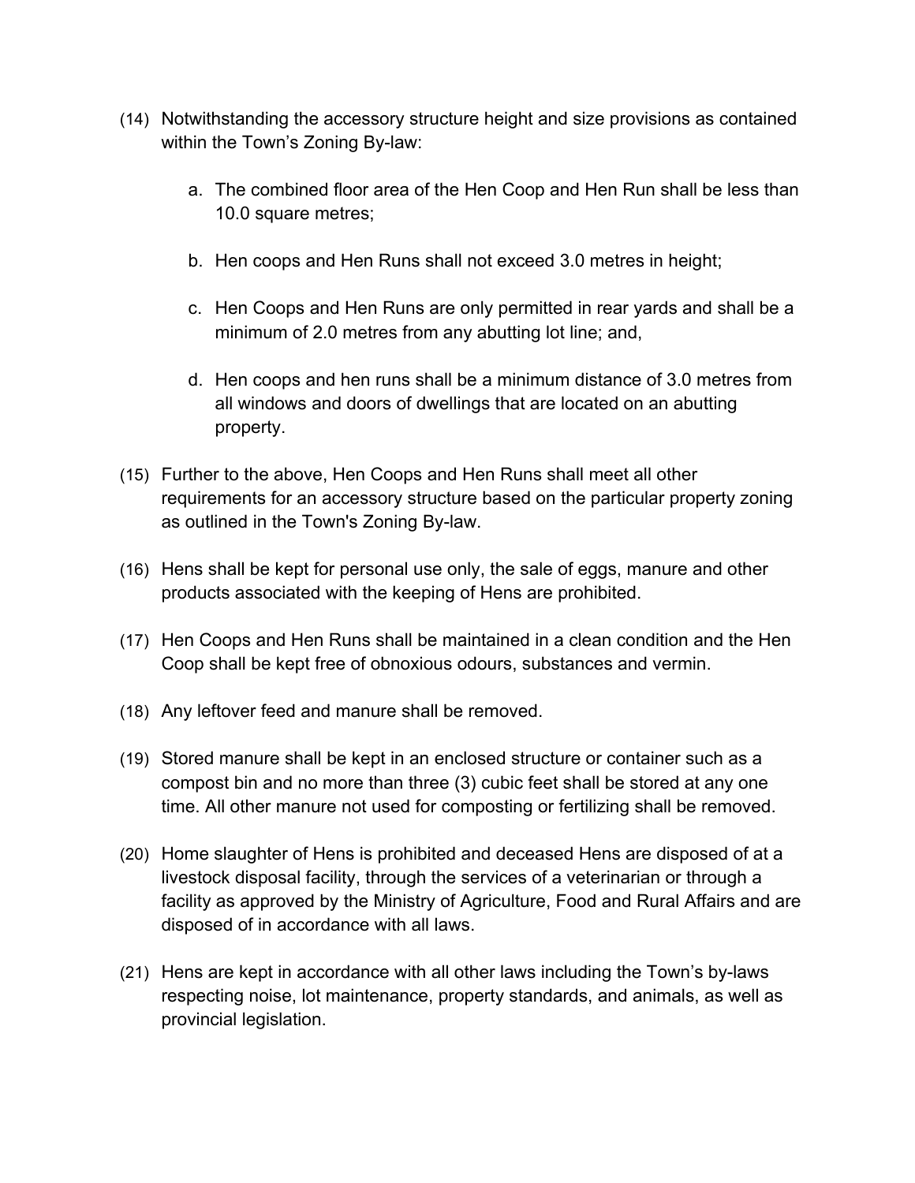(14) Notwithstanding the accessory structure height and size provisions as contained within the Town’s Zoning By-law:

   a. The combined floor area of the Hen Coop and Hen Run shall be less than 10.0 square metres;

   b. Hen coops and Hen Runs shall not exceed 3.0 metres in height;

   c. Hen Coops and Hen Runs are only permitted in rear yards and shall be a minimum of 2.0 metres from any abutting lot line; and,

   d. Hen coops and hen runs shall be a minimum distance of 3.0 metres from all windows and doors of dwellings that are located on an abutting property.

(15) Further to the above, Hen Coops and Hen Runs shall meet all other requirements for an accessory structure based on the particular property zoning as outlined in the Town's Zoning By-law.

(16) Hens shall be kept for personal use only, the sale of eggs, manure and other products associated with the keeping of Hens are prohibited.

(17) Hen Coops and Hen Runs shall be maintained in a clean condition and the Hen Coop shall be kept free of obnoxious odours, substances and vermin.

(18) Any leftover feed and manure shall be removed.

(19) Stored manure shall be kept in an enclosed structure or container such as a compost bin and no more than three (3) cubic feet shall be stored at any one time. All other manure not used for composting or fertilizing shall be removed.

(20) Home slaughter of Hens is prohibited and deceased Hens are disposed of at a livestock disposal facility, through the services of a veterinarian or through a facility as approved by the Ministry of Agriculture, Food and Rural Affairs and are disposed of in accordance with all laws.

(21) Hens are kept in accordance with all other laws including the Town’s by-laws respecting noise, lot maintenance, property standards, and animals, as well as provincial legislation.